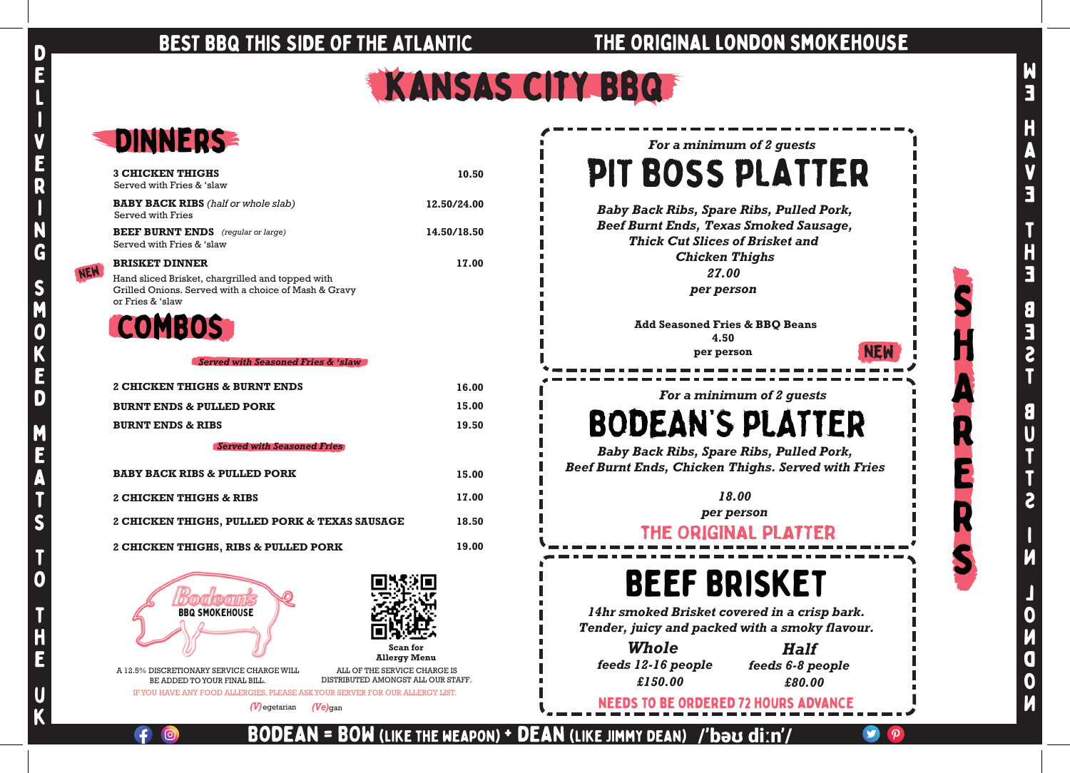BEST BBQ THIS SIDE OF THE ATLANTIC

THE ORIGINAL LONDON SMOKEHOUSE

# KANSAS CITY BBQ

DELIVERING SMOKED MEATS TO THE UK

## DINNERS

| Item | Price |
| --- | --- |
| **3 CHICKEN THIGHS** Served with Fries & 'slaw | 10.50 |
| **BABY BACK RIBS** *(half or whole slab)* Served with Fries | 12.50/24.00 |
| **BEEF BURNT ENDS** *(regular or large)* Served with Fries & 'slaw | 14.50/18.50 |
| NEW **BRISKET DINNER** Hand sliced Brisket, chargrilled and topped with Grilled Onions. Served with a choice of Mash & Gravy or Fries & 'slaw | 17.00 |

## COMBOS

*Served with Seasoned Fries & 'slaw*

| Item | Price |
| --- | --- |
| **2 CHICKEN THIGHS & BURNT ENDS** | 16.00 |
| **BURNT ENDS & PULLED PORK** | 15.00 |
| **BURNT ENDS & RIBS** | 19.50 |

*Served with Seasoned Fries*

| Item | Price |
| --- | --- |
| **BABY BACK RIBS & PULLED PORK** | 15.00 |
| **2 CHICKEN THIGHS & RIBS** | 17.00 |
| **2 CHICKEN THIGHS, PULLED PORK & TEXAS SAUSAGE** | 18.50 |
| **2 CHICKEN THIGHS, RIBS & PULLED PORK** | 19.00 |

Bodean's BBQ SMOKEHOUSE

Scan for Allergy Menu

A 12.5% DISCRETIONARY SERVICE CHARGE WILL BE ADDED TO YOUR FINAL BILL.

ALL OF THE SERVICE CHARGE IS DISTRIBUTED AMONGST ALL OUR STAFF.

IF YOU HAVE ANY FOOD ALLERGIES, PLEASE ASK YOUR SERVER FOR OUR ALLERGY LIST.

*(V)*egetarian *(Ve)*gan

## SHARERS

*For a minimum of 2 guests*

### PIT BOSS PLATTER

***Baby Back Ribs, Spare Ribs, Pulled Pork, Beef Burnt Ends, Texas Smoked Sausage, Thick Cut Slices of Brisket and Chicken Thighs***

***27.00 per person***

**Add Seasoned Fries & BBQ Beans 4.50 per person** NEW

*For a minimum of 2 guests*

### BODEAN'S PLATTER

***Baby Back Ribs, Spare Ribs, Pulled Pork, Beef Burnt Ends, Chicken Thighs. Served with Fries***

***18.00 per person***

THE ORIGINAL PLATTER

### BEEF BRISKET

***14hr smoked Brisket covered in a crisp bark. Tender, juicy and packed with a smoky flavour.***

| **Whole** | **Half** |
| --- | --- |
| *feeds 12-16 people* | *feeds 6-8 people* |
| *£150.00* | *£80.00* |

NEEDS TO BE ORDERED 72 HOURS ADVANCE

WE HAVE THE BEST BUTTS IN LONDON

BODEAN = BOW (LIKE THE WEAPON) + DEAN (LIKE JIMMY DEAN) /'bəʊ diːn'/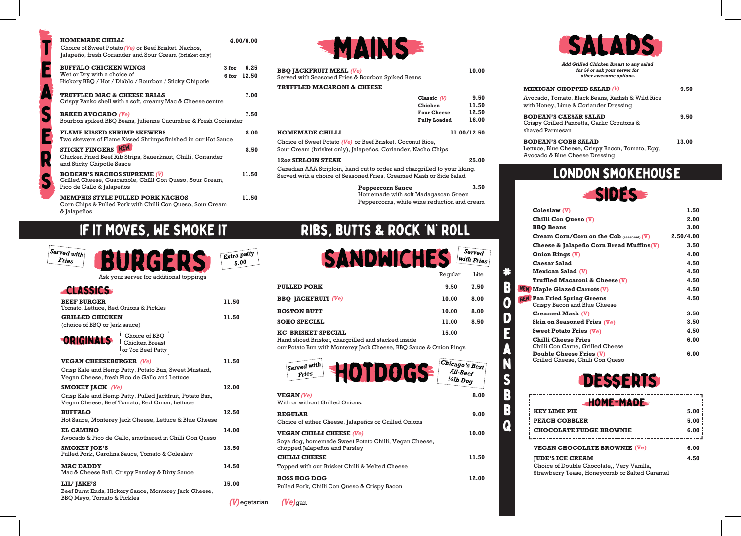# TEASERS

| | | |
|---|---|---|
| **HOMEMADE CHILLI** Choice of Sweet Potato *(Ve)* or Beef Brisket. Nachos, Jalapeño, fresh Coriander and Sour Cream (brisket only) | | 4.00/6.00 |
| **BUFFALO CHICKEN WINGS** Wet or Dry with a choice of Hickory BBQ / Hot / Diablo / Bourbon / Sticky Chipotle | 3 for / 6 for | 6.25 / 12.50 |
| **TRUFFLED MAC & CHEESE BALLS** Crispy Panko shell with a soft, creamy Mac & Cheese centre | | 7.00 |
| **BAKED AVOCADO** *(Ve)* Bourbon spiked BBQ Beans, Julienne Cucumber & Fresh Coriander | | 7.50 |
| **FLAME KISSED SHRIMP SKEWERS** Two skewers of Flame Kissed Shrimps finished in our Hot Sauce | | 8.00 |
| **STICKY FINGERS** NEW Chicken Fried Beef Rib Strips, Sauerkraut, Chilli, Coriander and Sticky Chipotle Sauce | | 8.50 |
| **BODEAN'S NACHOS SUPREME** *(V)* Grilled Cheese, Guacamole, Chilli Con Queso, Sour Cream, Pico de Gallo & Jalapeños | | 11.50 |
| **MEMPHIS STYLE PULLED PORK NACHOS** Corn Chips & Pulled Pork with Chilli Con Queso, Sour Cream & Jalapeños | | 11.50 |

# MAINS

**BBQ JACKFRUIT MEAL** *(Ve)* — 10.00
Served with Seasoned Fries & Bourbon Spiked Beans

**TRUFFLED MACARONI & CHEESE**

| | |
|---|---|
| Classic *(V)* | 9.50 |
| Chicken | 11.50 |
| Four Cheese | 12.50 |
| Fully Loaded | 16.00 |

**HOMEMADE CHILLI** — 11.00/12.50
Choice of Sweet Potato *(Ve)* or Beef Brisket. Coconut Rice, Sour Cream (brisket only), Jalapeños, Coriander, Nacho Chips

**12oz SIRLOIN STEAK** — 25.00
Canadian AAA Striploin, hand cut to order and chargrilled to your liking. Served with a choice of Seasoned Fries, Creamed Mash or Side Salad

**Peppercorn Sauce** — 3.50
Homemade with soft Madagascan Green Peppercorns, white wine reduction and cream

# SALADS

*Add Grilled Chicken Breast to any salad for £4 or ask your server for other awesome options.*

**MEXICAN CHOPPED SALAD** *(V)* — 9.50
Avocado, Tomato, Black Beans, Radish & Wild Rice with Honey, Lime & Coriander Dressing

**BODEAN'S CAESAR SALAD** — 9.50
Crispy Grilled Pancetta, Garlic Croutons & shaved Parmesan

**BODEAN'S COBB SALAD** — 13.00
Lettuce, Blue Cheese, Crispy Bacon, Tomato, Egg, Avocado & Blue Cheese Dressing

# IF IT MOVES, WE SMOKE IT

## BURGERS

*Served with Fries* — *Extra patty 5.00*

Ask your server for additional toppings

### CLASSICS

**BEEF BURGER** — 11.50
Tomato, Lettuce, Red Onions & Pickles

**GRILLED CHICKEN** — 11.50
(choice of BBQ or Jerk sauce)

### ORIGINALS

Choice of BBQ Chicken Breast or 7oz Beef Patty

**VEGAN CHEESEBURGER** *(Ve)* — 11.50
Crisp Kale and Hemp Patty, Potato Bun, Sweet Mustard, Vegan Cheese, fresh Pico de Gallo and Lettuce

**SMOKEY JACK** *(Ve)* — 12.00
Crisp Kale and Hemp Patty, Pulled Jackfruit, Potato Bun, Vegan Cheese, Beef Tomato, Red Onion, Lettuce

**BUFFALO** — 12.50
Hot Sauce, Monterey Jack Cheese, Lettuce & Blue Cheese

**EL CAMINO** — 14.00
Avocado & Pico de Gallo, smothered in Chilli Con Queso

**SMOKEY JOE'S** — 13.50
Pulled Pork, Carolina Sauce, Tomato & Coleslaw

**MAC DADDY** — 14.50
Mac & Cheese Ball, Crispy Parsley & Dirty Sauce

**LIL' JAKE'S** — 15.00
Beef Burnt Ends, Hickory Sauce, Monterey Jack Cheese, BBQ Mayo, Tomato & Pickles

# RIBS, BUTTS & ROCK 'N' ROLL

## SANDWICHES

*Served with Fries*

| | Regular | Lite |
|---|---|---|
| **PULLED PORK** | 9.50 | 7.50 |
| **BBQ JACKFRUIT** *(Ve)* | 10.00 | 8.00 |
| **BOSTON BUTT** | 10.00 | 8.00 |
| **SOHO SPECIAL** | 11.00 | 8.50 |
| **KC BRISKET SPECIAL** Hand sliced Brisket, chargrilled and stacked inside our Potato Bun with Monterey Jack Cheese, BBQ Sauce & Onion Rings | 15.00 | |

## HOTDOGS

*Served with Fries* — *Chicago's Best All-Beef ¼lb Dog*

**VEGAN** *(Ve)* — 8.00
With or without Grilled Onions.

**REGULAR** — 9.00
Choice of either Cheese, Jalapeños or Grilled Onions

**VEGAN CHILLI CHEESE** *(Ve)* — 10.00
Soya dog, homemade Sweet Potato Chilli, Vegan Cheese, chopped Jalapeños and Parsley

**CHILLI CHEESE** — 11.50
Topped with our Brisket Chilli & Melted Cheese

**BOSS HOG DOG** — 12.00
Pulled Pork, Chilli Con Queso & Crispy Bacon

*(V)* egetarian *(Ve)* gan

# LONDON SMOKEHOUSE

## SIDES

| | |
|---|---|
| **Coleslaw** *(V)* | 1.50 |
| **Chilli Con Queso** *(V)* | 2.00 |
| **BBQ Beans** | 3.00 |
| **Cream Corn/Corn on the Cob** (seasonal) *(V)* | 2.50/4.00 |
| **Cheese & Jalapeño Corn Bread Muffins** *(V)* | 3.50 |
| **Onion Rings** *(V)* | 4.00 |
| **Caesar Salad** | 4.50 |
| **Mexican Salad** *(V)* | 4.50 |
| **Truffled Macaroni & Cheese** *(V)* | 4.50 |
| NEW **Maple Glazed Carrots** *(V)* | 4.50 |
| NEW **Pan Fried Spring Greens** Crispy Bacon and Blue Cheese | 4.50 |
| **Creamed Mash** *(V)* | 3.50 |
| **Skin on Seasoned Fries** *(Ve)* | 3.50 |
| **Sweet Potato Fries** *(Ve)* | 4.50 |
| **Chilli Cheese Fries** Chilli Con Carne, Grilled Cheese | 6.00 |
| **Double Cheese Fries** *(V)* Grilled Cheese, Chilli Con Queso | 6.00 |

## DESSERTS

### HOME-MADE

| | |
|---|---|
| **KEY LIME PIE** | 5.00 |
| **PEACH COBBLER** | 5.00 |
| **CHOCOLATE FUDGE BROWNIE** | 6.00 |

**VEGAN CHOCOLATE BROWNIE** *(Ve)* — 6.00

**JUDE'S ICE CREAM** — 4.50
Choice of Double Chocolate,, Very Vanilla, Strawberry Tease, Honeycomb or Salted Caramel

#BODEANSBBQ